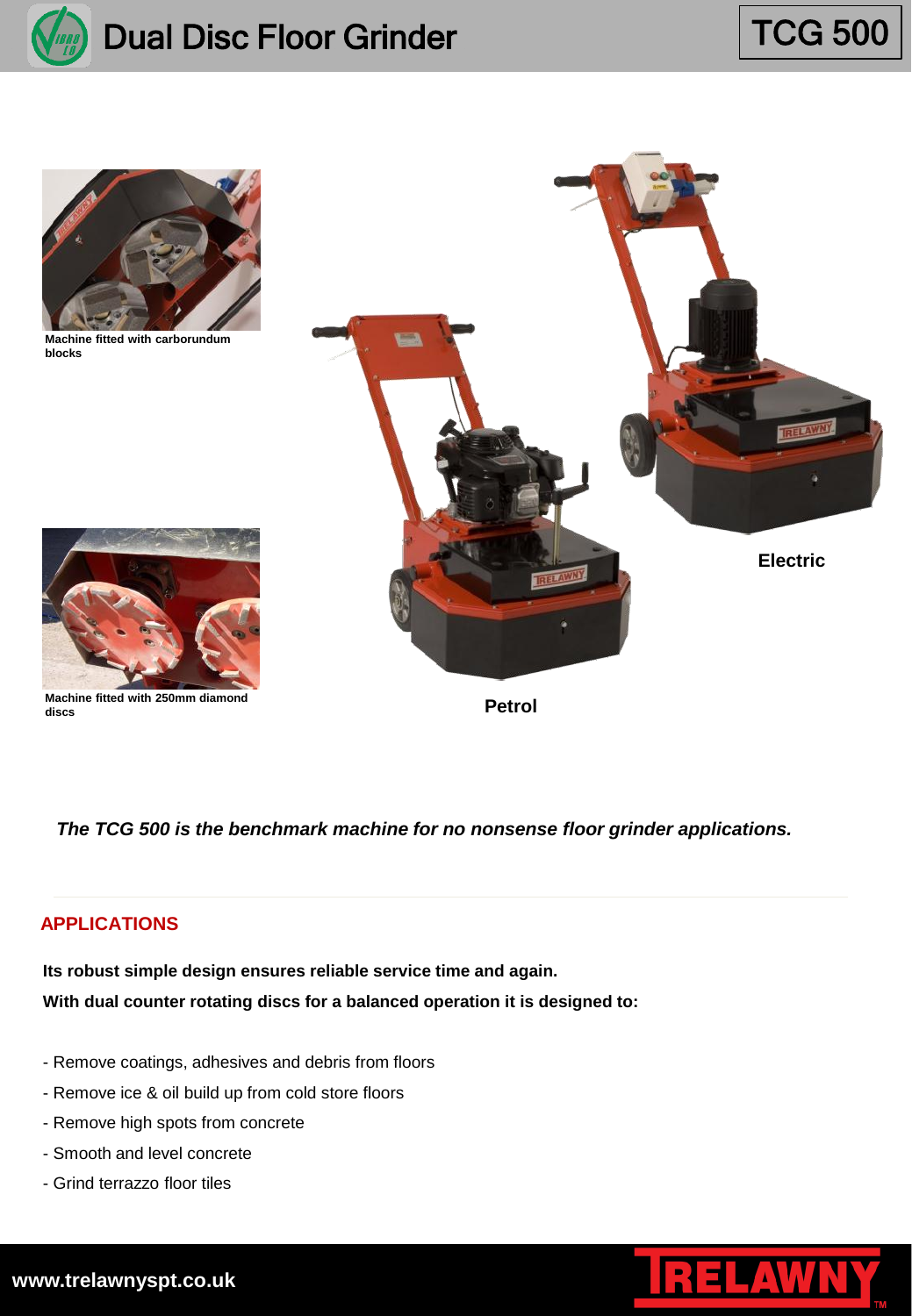# Dual Disc Floor Grinder

## TCG 500

Machine fitted with carborundum blocks

Machine fitted with 250mm diamond discs

Electric

Petrol

***The TCG 500 is the benchmark machine for no nonsense floor grinder applications.***

## APPLICATIONS

**Its robust simple design ensures reliable service time and again.**

**With dual counter rotating discs for a balanced operation it is designed to:**

- Remove coatings, adhesives and debris from floors
- Remove ice & oil build up from cold store floors
- Remove high spots from concrete
- Smooth and level concrete
- Grind terrazzo floor tiles

**www.trelawnyspt.co.uk**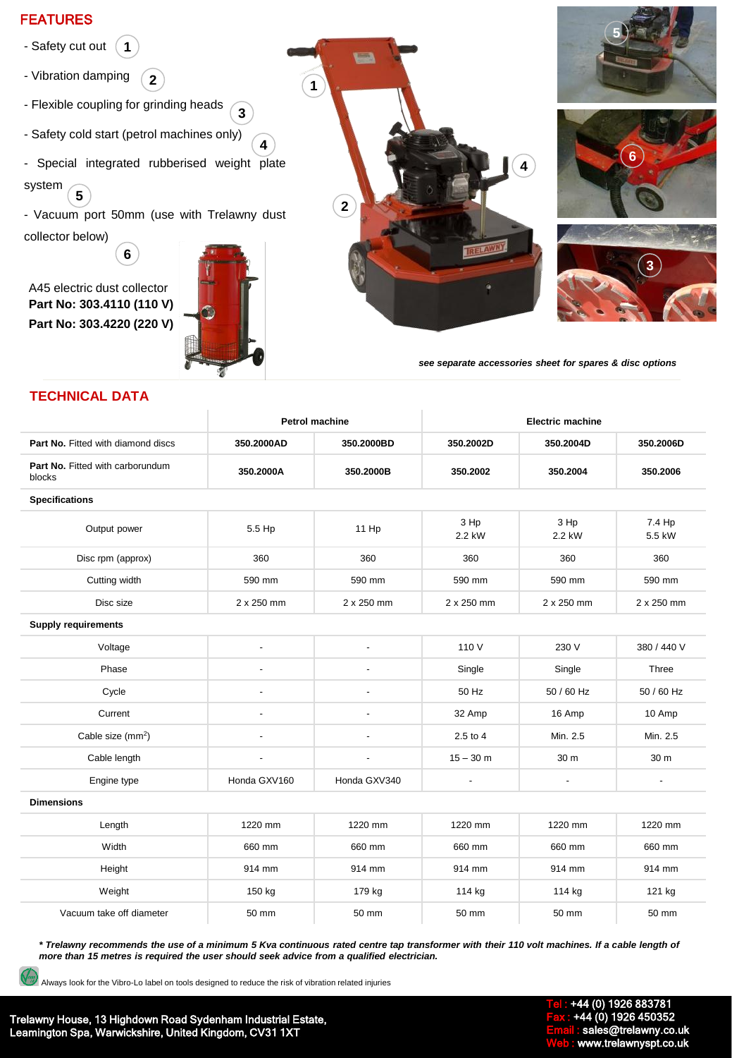## FEATURES

- Safety cut out (1)
- Vibration damping (2)
- Flexible coupling for grinding heads (3)
- Safety cold start (petrol machines only) (4)
- Special integrated rubberised weight plate system (5)
- Vacuum port 50mm (use with Trelawny dust collector below) (6)

A45 electric dust collector
**Part No: 303.4110 (110 V)**
**Part No: 303.4220 (220 V)**

***see separate accessories sheet for spares & disc options***

## TECHNICAL DATA

| | Petrol machine | | Electric machine | | |
|---|---|---|---|---|---|
| **Part No.** Fitted with diamond discs | **350.2000AD** | **350.2000BD** | **350.2002D** | **350.2004D** | **350.2006D** |
| **Part No.** Fitted with carborundum blocks | **350.2000A** | **350.2000B** | **350.2002** | **350.2004** | **350.2006** |
| **Specifications** | | | | | |
| Output power | 5.5 Hp | 11 Hp | 3 Hp 2.2 kW | 3 Hp 2.2 kW | 7.4 Hp 5.5 kW |
| Disc rpm (approx) | 360 | 360 | 360 | 360 | 360 |
| Cutting width | 590 mm | 590 mm | 590 mm | 590 mm | 590 mm |
| Disc size | 2 x 250 mm | 2 x 250 mm | 2 x 250 mm | 2 x 250 mm | 2 x 250 mm |
| **Supply requirements** | | | | | |
| Voltage | - | - | 110 V | 230 V | 380 / 440 V |
| Phase | - | - | Single | Single | Three |
| Cycle | - | - | 50 Hz | 50 / 60 Hz | 50 / 60 Hz |
| Current | - | - | 32 Amp | 16 Amp | 10 Amp |
| Cable size ($mm^2$) | - | - | 2.5 to 4 | Min. 2.5 | Min. 2.5 |
| Cable length | - | - | 15 – 30 m | 30 m | 30 m |
| Engine type | Honda GXV160 | Honda GXV340 | - | - | - |
| **Dimensions** | | | | | |
| Length | 1220 mm | 1220 mm | 1220 mm | 1220 mm | 1220 mm |
| Width | 660 mm | 660 mm | 660 mm | 660 mm | 660 mm |
| Height | 914 mm | 914 mm | 914 mm | 914 mm | 914 mm |
| Weight | 150 kg | 179 kg | 114 kg | 114 kg | 121 kg |
| Vacuum take off diameter | 50 mm | 50 mm | 50 mm | 50 mm | 50 mm |

***\* Trelawny recommends the use of a minimum 5 Kva continuous rated centre tap transformer with their 110 volt machines. If a cable length of more than 15 metres is required the user should seek advice from a qualified electrician.***

Always look for the Vibro-Lo label on tools designed to reduce the risk of vibration related injuries

Trelawny House, 13 Highdown Road Sydenham Industrial Estate, Leamington Spa, Warwickshire, United Kingdom, CV31 1XT

Tel : +44 (0) 1926 883781
Fax : +44 (0) 1926 450352
Email : sales@trelawny.co.uk
Web : www.trelawnyspt.co.uk